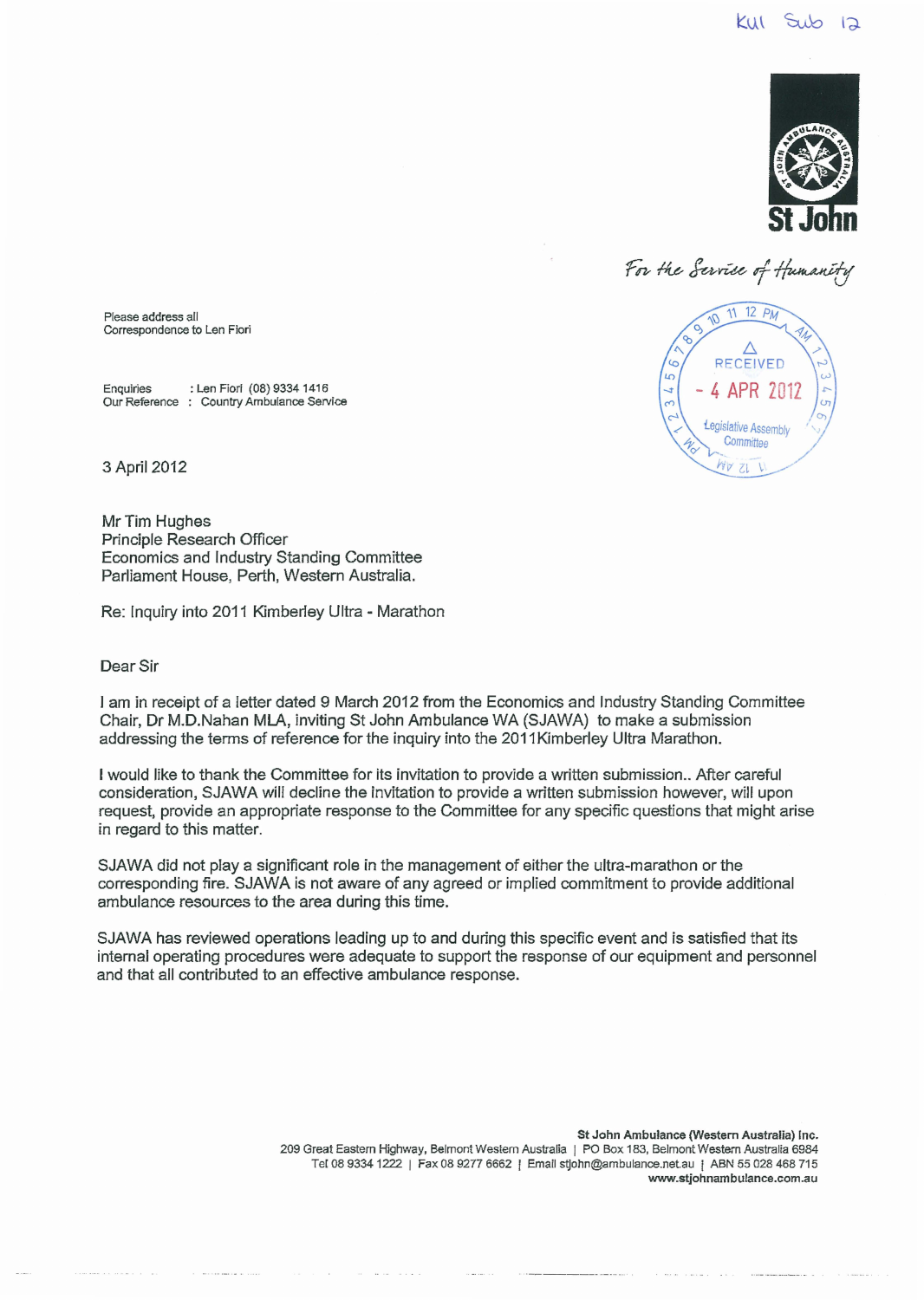KUI Sub 12

St John

*For the Service of Humanity*

RECEIVED
- 4 APR 2012
Legislative Assembly Committee

Please address all Correspondence to Len Fiori

Enquiries : Len Fiori (08) 9334 1416
Our Reference : Country Ambulance Service

3 April 2012

Mr Tim Hughes
Principle Research Officer
Economics and Industry Standing Committee
Parliament House, Perth, Western Australia.

Re: Inquiry into 2011 Kimberley Ultra - Marathon

Dear Sir

I am in receipt of a letter dated 9 March 2012 from the Economics and Industry Standing Committee Chair, Dr M.D.Nahan MLA, inviting St John Ambulance WA (SJAWA) to make a submission addressing the terms of reference for the inquiry into the 2011Kimberley Ultra Marathon.

I would like to thank the Committee for its invitation to provide a written submission.. After careful consideration, SJAWA will decline the invitation to provide a written submission however, will upon request, provide an appropriate response to the Committee for any specific questions that might arise in regard to this matter.

SJAWA did not play a significant role in the management of either the ultra-marathon or the corresponding fire. SJAWA is not aware of any agreed or implied commitment to provide additional ambulance resources to the area during this time.

SJAWA has reviewed operations leading up to and during this specific event and is satisfied that its internal operating procedures were adequate to support the response of our equipment and personnel and that all contributed to an effective ambulance response.

**St John Ambulance (Western Australia) Inc.**
209 Great Eastern Highway, Belmont Western Australia | PO Box 183, Belmont Western Australia 6984
Tel 08 9334 1222 | Fax 08 9277 6662 | Email stjohn@ambulance.net.au | ABN 55 028 468 715
**www.stjohnambulance.com.au**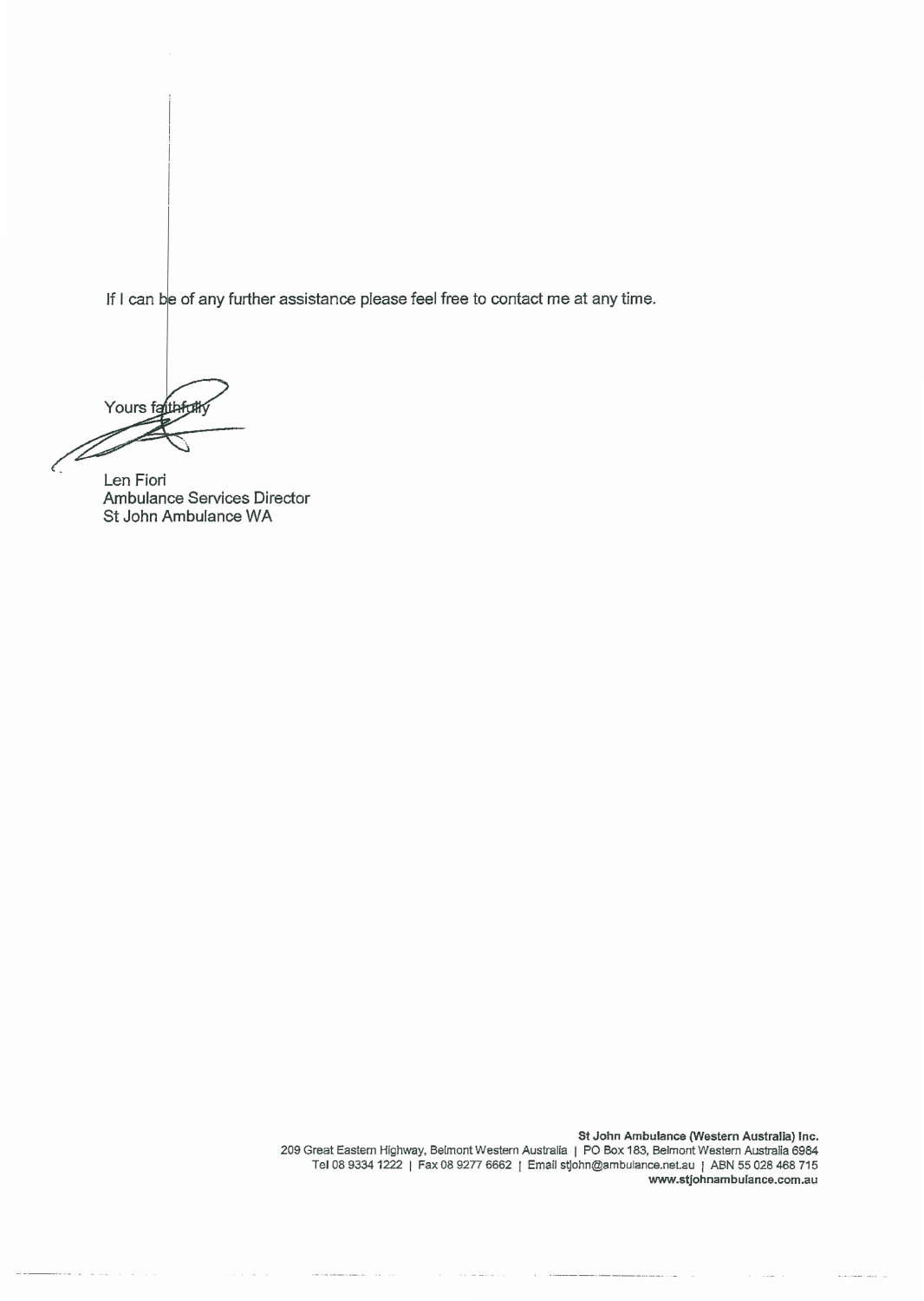If I can be of any further assistance please feel free to contact me at any time.

Yours faithfully

Len Fiori
Ambulance Services Director
St John Ambulance WA

**St John Ambulance (Western Australia) Inc.**
209 Great Eastern Highway, Belmont Western Australia | PO Box 183, Belmont Western Australia 6984
Tel 08 9334 1222 | Fax 08 9277 6662 | Email stjohn@ambulance.net.au | ABN 55 028 468 715
**www.stjohnambulance.com.au**